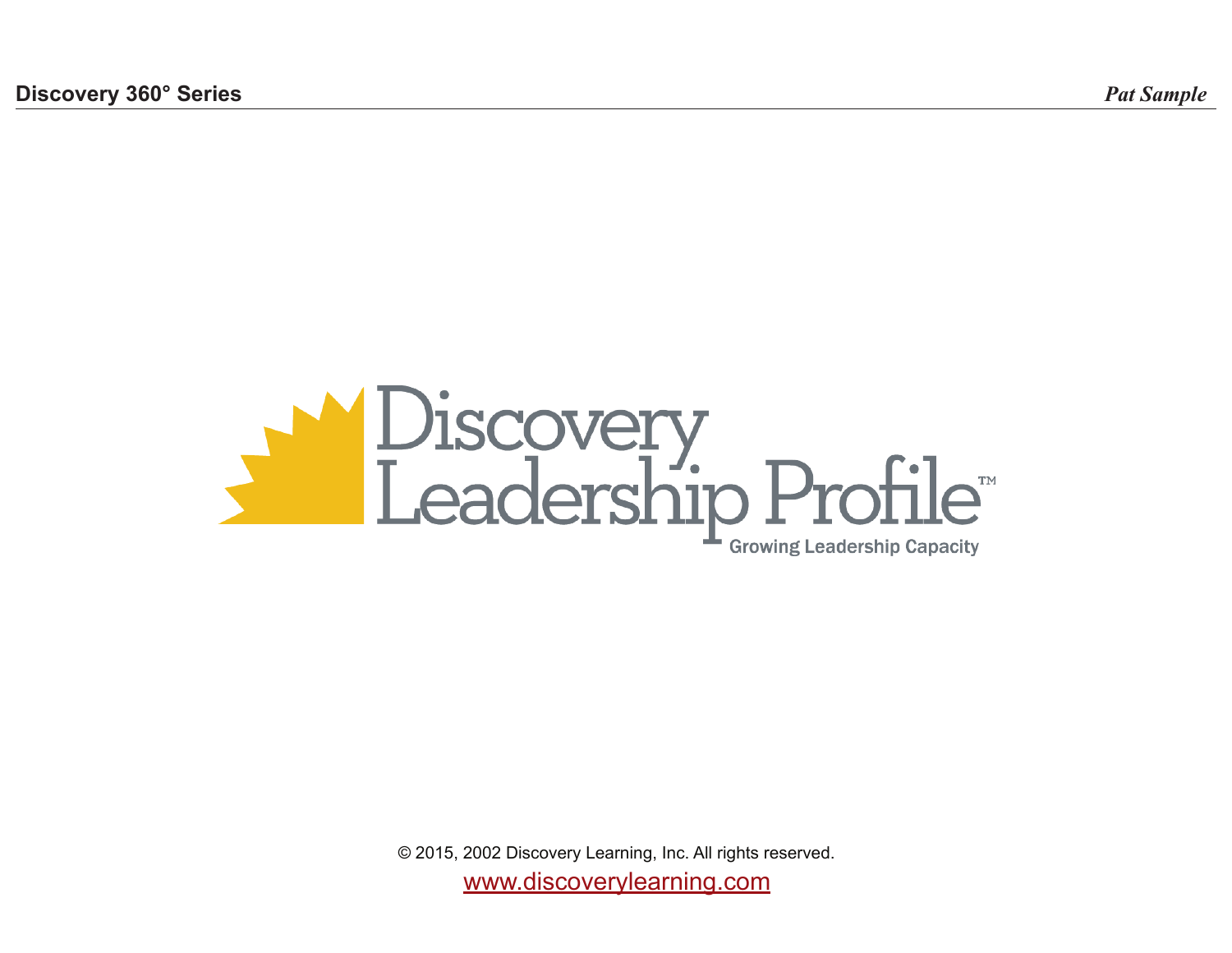# Discovery Leadership Profile™

Growing Leadership Capacity

© 2015, 2002 Discovery Learning, Inc. All rights reserved.

www.discoverylearning.com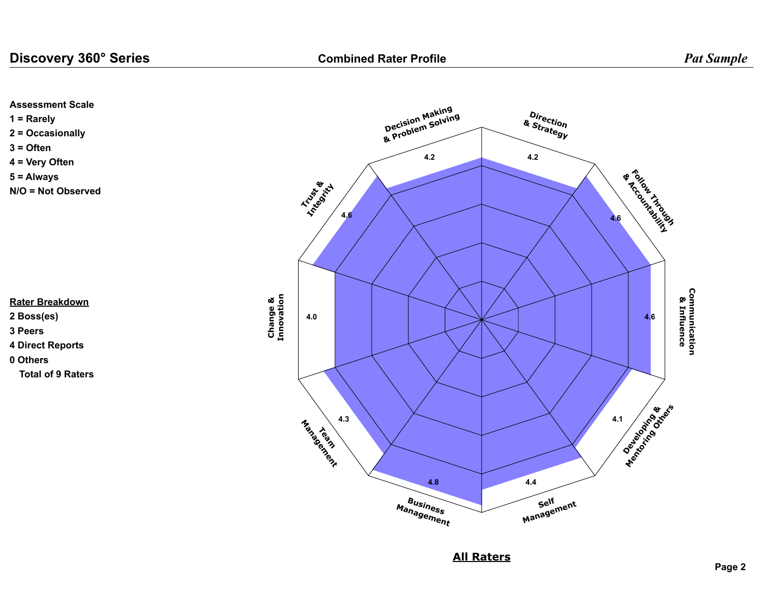**Combined Rater Profile**

**Assessment Scale**

1 = Rarely
2 = Occasionally
3 = Often
4 = Very Often
5 = Always
N/O = Not Observed

**Rater Breakdown**

2 Boss(es)
3 Peers
4 Direct Reports
0 Others
Total of 9 Raters

| Competency | Score |
|---|---|
| Decision Making & Problem Solving | 4.2 |
| Direction & Strategy | 4.2 |
| Follow Through & Accountability | 4.6 |
| Communication & Influence | 4.6 |
| Developing & Mentoring Others | 4.1 |
| Self Management | 4.4 |
| Business Management | 4.8 |
| Team Management | 4.3 |
| Change & Innovation | 4.0 |
| Trust & Integrity | 4.6 |

**All Raters**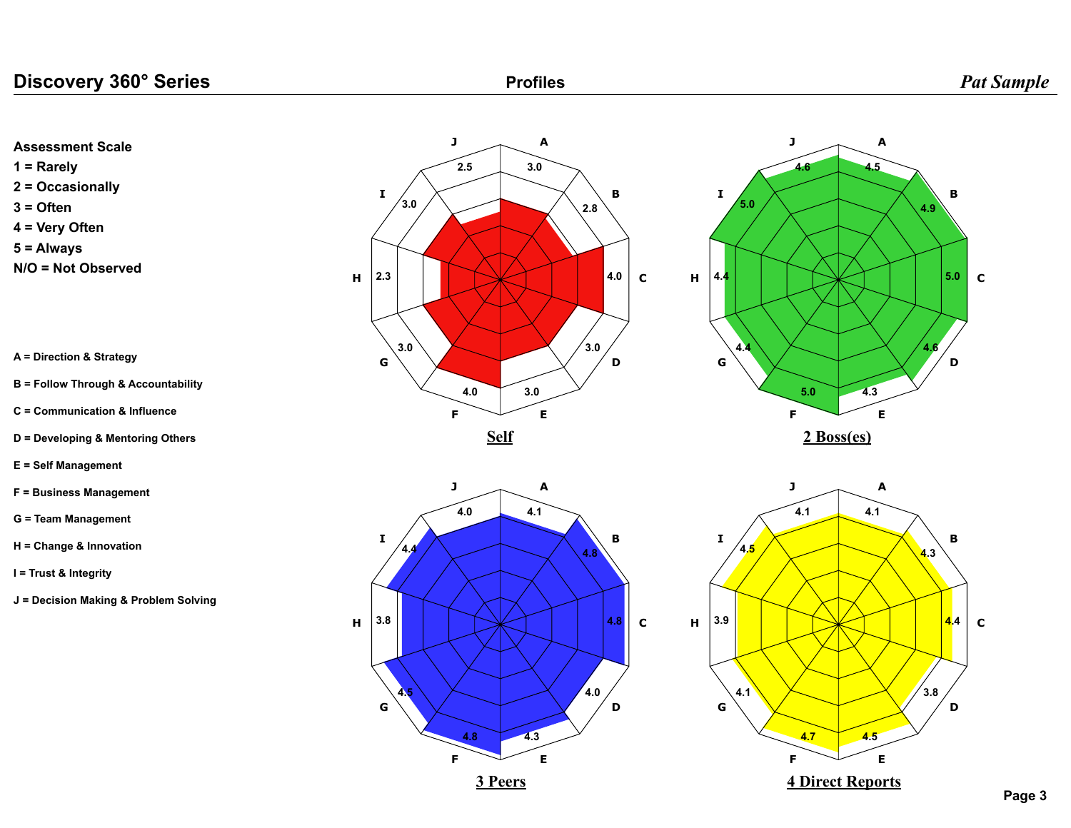# Profiles

**Assessment Scale**

1 = Rarely
2 = Occasionally
3 = Often
4 = Very Often
5 = Always
N/O = Not Observed

A = Direction & Strategy

B = Follow Through & Accountability

C = Communication & Influence

D = Developing & Mentoring Others

E = Self Management

F = Business Management

G = Team Management

H = Change & Innovation

I = Trust & Integrity

J = Decision Making & Problem Solving

| | Self | 2 Boss(es) | 3 Peers | 4 Direct Reports |
|---|---|---|---|---|
| A | 3.0 | 4.5 | 4.1 | 4.1 |
| B | 2.8 | 4.9 | 4.8 | 4.3 |
| C | 4.0 | 5.0 | 4.8 | 4.4 |
| D | 3.0 | 4.6 | 4.0 | 3.8 |
| E | 3.0 | 4.3 | 4.3 | 4.5 |
| F | 4.0 | 5.0 | 4.8 | 4.7 |
| G | 3.0 | 4.4 | 4.5 | 4.1 |
| H | 2.3 | 4.4 | 3.8 | 3.9 |
| I | 3.0 | 5.0 | 4.4 | 4.5 |
| J | 2.5 | 4.6 | 4.0 | 4.1 |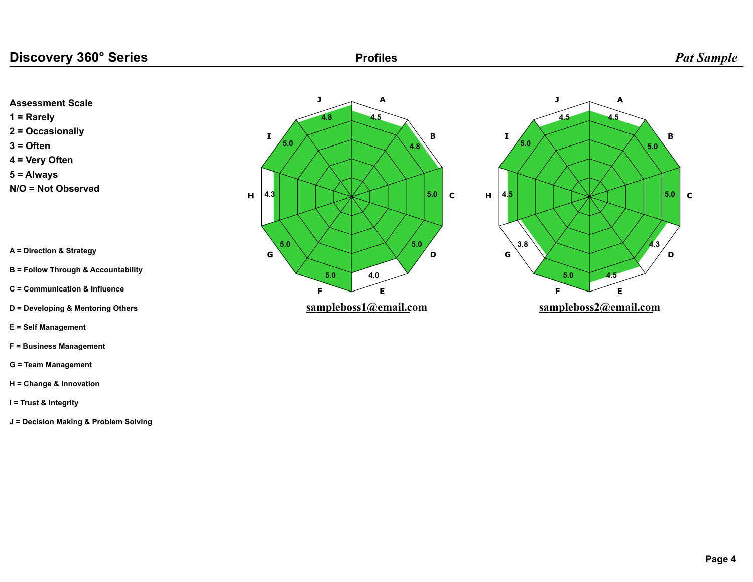## Profiles

**Assessment Scale**
**1 = Rarely**
**2 = Occasionally**
**3 = Often**
**4 = Very Often**
**5 = Always**
**N/O = Not Observed**

A = Direction & Strategy

B = Follow Through & Accountability

C = Communication & Influence

D = Developing & Mentoring Others

E = Self Management

F = Business Management

G = Team Management

H = Change & Innovation

I = Trust & Integrity

J = Decision Making & Problem Solving

| | A | B | C | D | E | F | G | H | I | J |
|---|---|---|---|---|---|---|---|---|---|---|
| sampleboss1@email.com | 4.5 | 4.8 | 5.0 | 5.0 | 4.0 | 5.0 | 5.0 | 4.3 | 5.0 | 4.8 |
| sampleboss2@email.com | 4.5 | 5.0 | 5.0 | 4.3 | 4.5 | 5.0 | 3.8 | 4.5 | 5.0 | 4.5 |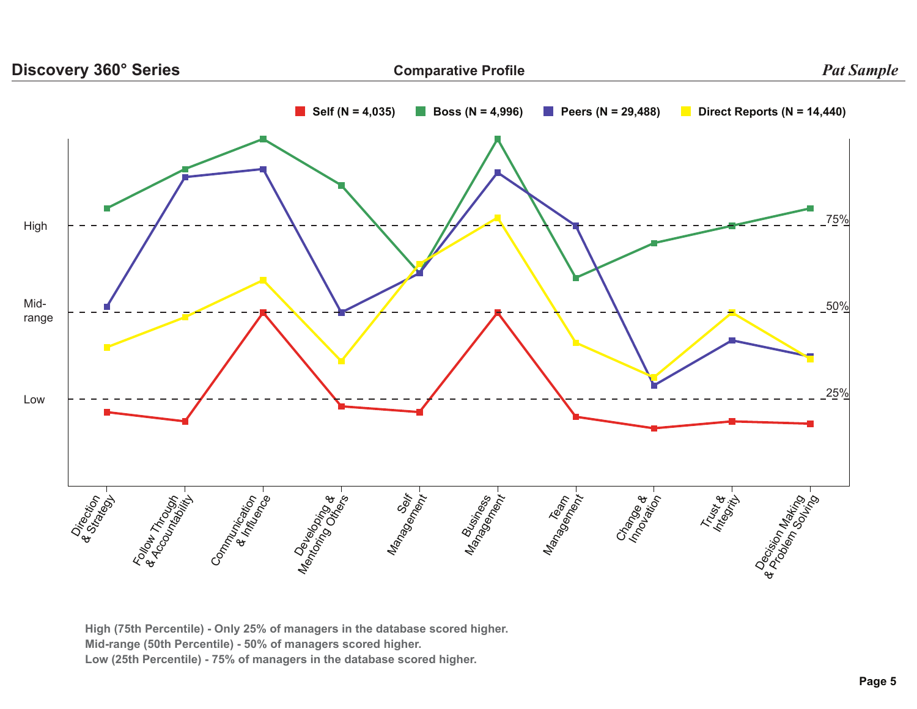**Discovery 360° Series** — **Comparative Profile** — ***Pat Sample***

Self (N = 4,035) | Boss (N = 4,996) | Peers (N = 29,488) | Direct Reports (N = 14,440)

High — 75%

Mid-range — 50%

Low — 25%

Direction & Strategy | Follow Through & Accountability | Communication & Influence | Developing & Mentoring Others | Self Management | Business Management | Team Management | Change & Innovation | Trust & Integrity | Decision Making & Problem Solving

**High (75th Percentile) - Only 25% of managers in the database scored higher.**
**Mid-range (50th Percentile) - 50% of managers scored higher.**
**Low (25th Percentile) - 75% of managers in the database scored higher.**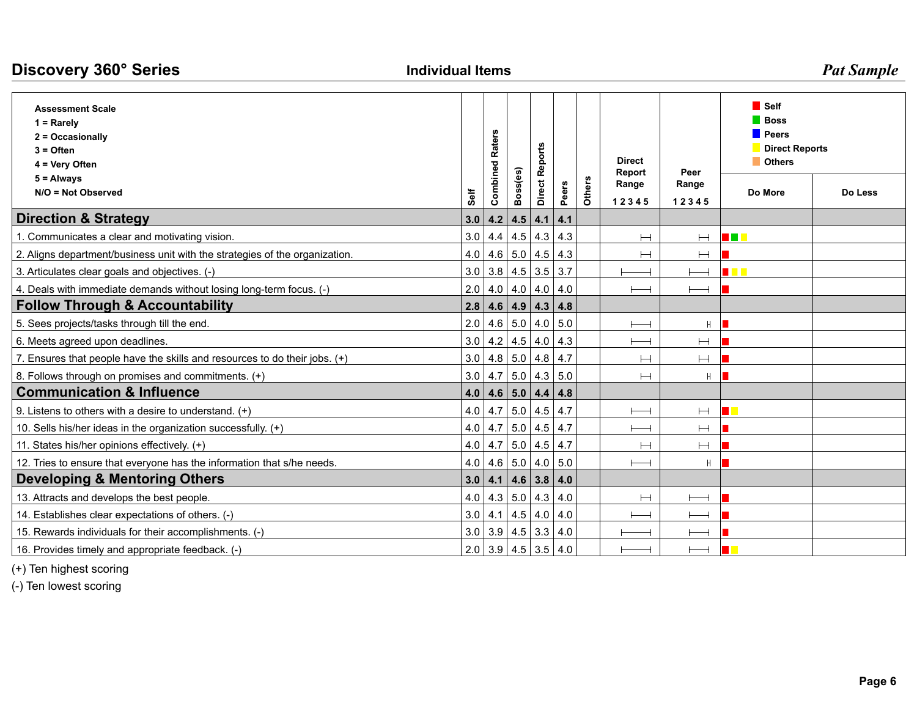## Discovery 360° Series

**Individual Items**

*Pat Sample*

| Assessment Scale<br>1 = Rarely<br>2 = Occasionally<br>3 = Often<br>4 = Very Often<br>5 = Always<br>N/O = Not Observed | Self | Combined Raters | Boss(es) | Direct Reports | Peers | Others | Direct Report Range 1 2 3 4 5 | Peer Range 1 2 3 4 5 | Do More | Do Less |
|---|---|---|---|---|---|---|---|---|---|---|
| **Direction & Strategy** | **3.0** | **4.2** | **4.5** | **4.1** | **4.1** | | | | | |
| 1. Communicates a clear and motivating vision. | 3.0 | 4.4 | 4.5 | 4.3 | 4.3 | | | | Self, Boss, Direct Reports | |
| 2. Aligns department/business unit with the strategies of the organization. | 4.0 | 4.6 | 5.0 | 4.5 | 4.3 | | | | Self | |
| 3. Articulates clear goals and objectives. (-) | 3.0 | 3.8 | 4.5 | 3.5 | 3.7 | | | | Self, Direct Reports, Direct Reports | |
| 4. Deals with immediate demands without losing long-term focus. (-) | 2.0 | 4.0 | 4.0 | 4.0 | 4.0 | | | | Self | |
| **Follow Through & Accountability** | **2.8** | **4.6** | **4.9** | **4.3** | **4.8** | | | | | |
| 5. Sees projects/tasks through till the end. | 2.0 | 4.6 | 5.0 | 4.0 | 5.0 | | | | Self | |
| 6. Meets agreed upon deadlines. | 3.0 | 4.2 | 4.5 | 4.0 | 4.3 | | | | Self | |
| 7. Ensures that people have the skills and resources to do their jobs. (+) | 3.0 | 4.8 | 5.0 | 4.8 | 4.7 | | | | Self | |
| 8. Follows through on promises and commitments. (+) | 3.0 | 4.7 | 5.0 | 4.3 | 5.0 | | | | Self | |
| **Communication & Influence** | **4.0** | **4.6** | **5.0** | **4.4** | **4.8** | | | | | |
| 9. Listens to others with a desire to understand. (+) | 4.0 | 4.7 | 5.0 | 4.5 | 4.7 | | | | Self, Direct Reports | |
| 10. Sells his/her ideas in the organization successfully. (+) | 4.0 | 4.7 | 5.0 | 4.5 | 4.7 | | | | Self | |
| 11. States his/her opinions effectively. (+) | 4.0 | 4.7 | 5.0 | 4.5 | 4.7 | | | | Self | |
| 12. Tries to ensure that everyone has the information that s/he needs. | 4.0 | 4.6 | 5.0 | 4.0 | 5.0 | | | | Self | |
| **Developing & Mentoring Others** | **3.0** | **4.1** | **4.6** | **3.8** | **4.0** | | | | | |
| 13. Attracts and develops the best people. | 4.0 | 4.3 | 5.0 | 4.3 | 4.0 | | | | Self | |
| 14. Establishes clear expectations of others. (-) | 3.0 | 4.1 | 4.5 | 4.0 | 4.0 | | | | Self | |
| 15. Rewards individuals for their accomplishments. (-) | 3.0 | 3.9 | 4.5 | 3.3 | 4.0 | | | | Self | |
| 16. Provides timely and appropriate feedback. (-) | 2.0 | 3.9 | 4.5 | 3.5 | 4.0 | | | | Self, Direct Reports | |

Legend: Self (red), Boss (green), Peers (blue), Direct Reports (yellow), Others (orange)

(+) Ten highest scoring

(-) Ten lowest scoring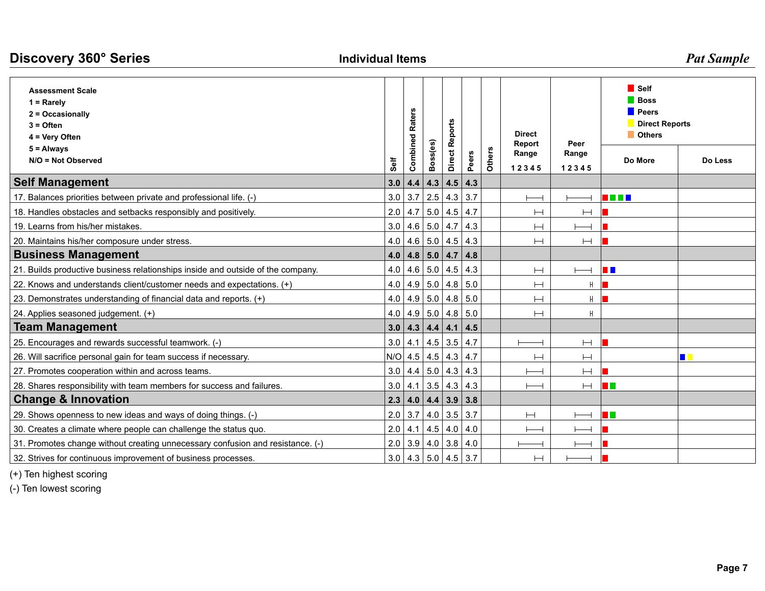## Discovery 360° Series

**Individual Items**

*Pat Sample*

| Assessment Scale<br>1 = Rarely<br>2 = Occasionally<br>3 = Often<br>4 = Very Often<br>5 = Always<br>N/O = Not Observed | Self | Combined Raters | Boss(es) | Direct Reports | Peers | Others | Direct Report Range 1 2 3 4 5 | Peer Range 1 2 3 4 5 | Do More | Do Less |
|---|---|---|---|---|---|---|---|---|---|---|
| **Self Management** | **3.0** | **4.4** | **4.3** | **4.5** | **4.3** | | | | | |
| 17. Balances priorities between private and professional life. (-) | 3.0 | 3.7 | 2.5 | 4.3 | 3.7 | | | | Self, Boss, Boss, Peers | |
| 18. Handles obstacles and setbacks responsibly and positively. | 2.0 | 4.7 | 5.0 | 4.5 | 4.7 | | | | Self | |
| 19. Learns from his/her mistakes. | 3.0 | 4.6 | 5.0 | 4.7 | 4.3 | | | | Self | |
| 20. Maintains his/her composure under stress. | 4.0 | 4.6 | 5.0 | 4.5 | 4.3 | | | | Self | |
| **Business Management** | **4.0** | **4.8** | **5.0** | **4.7** | **4.8** | | | | | |
| 21. Builds productive business relationships inside and outside of the company. | 4.0 | 4.6 | 5.0 | 4.5 | 4.3 | | | | Self, Peers | |
| 22. Knows and understands client/customer needs and expectations. (+) | 4.0 | 4.9 | 5.0 | 4.8 | 5.0 | | | | Self | |
| 23. Demonstrates understanding of financial data and reports. (+) | 4.0 | 4.9 | 5.0 | 4.8 | 5.0 | | | | Self | |
| 24. Applies seasoned judgement. (+) | 4.0 | 4.9 | 5.0 | 4.8 | 5.0 | | | | | |
| **Team Management** | **3.0** | **4.3** | **4.4** | **4.1** | **4.5** | | | | | |
| 25. Encourages and rewards successful teamwork. (-) | 3.0 | 4.1 | 4.5 | 3.5 | 4.7 | | | | Self | |
| 26. Will sacrifice personal gain for team success if necessary. | N/O | 4.5 | 4.5 | 4.3 | 4.7 | | | | | Peers, Direct Reports |
| 27. Promotes cooperation within and across teams. | 3.0 | 4.4 | 5.0 | 4.3 | 4.3 | | | | Self | |
| 28. Shares responsibility with team members for success and failures. | 3.0 | 4.1 | 3.5 | 4.3 | 4.3 | | | | Self, Boss | |
| **Change & Innovation** | **2.3** | **4.0** | **4.4** | **3.9** | **3.8** | | | | | |
| 29. Shows openness to new ideas and ways of doing things. (-) | 2.0 | 3.7 | 4.0 | 3.5 | 3.7 | | | | Self, Boss | |
| 30. Creates a climate where people can challenge the status quo. | 2.0 | 4.1 | 4.5 | 4.0 | 4.0 | | | | Self | |
| 31. Promotes change without creating unnecessary confusion and resistance. (-) | 2.0 | 3.9 | 4.0 | 3.8 | 4.0 | | | | Self | |
| 32. Strives for continuous improvement of business processes. | 3.0 | 4.3 | 5.0 | 4.5 | 3.7 | | | | Self | |

(+) Ten highest scoring

(-) Ten lowest scoring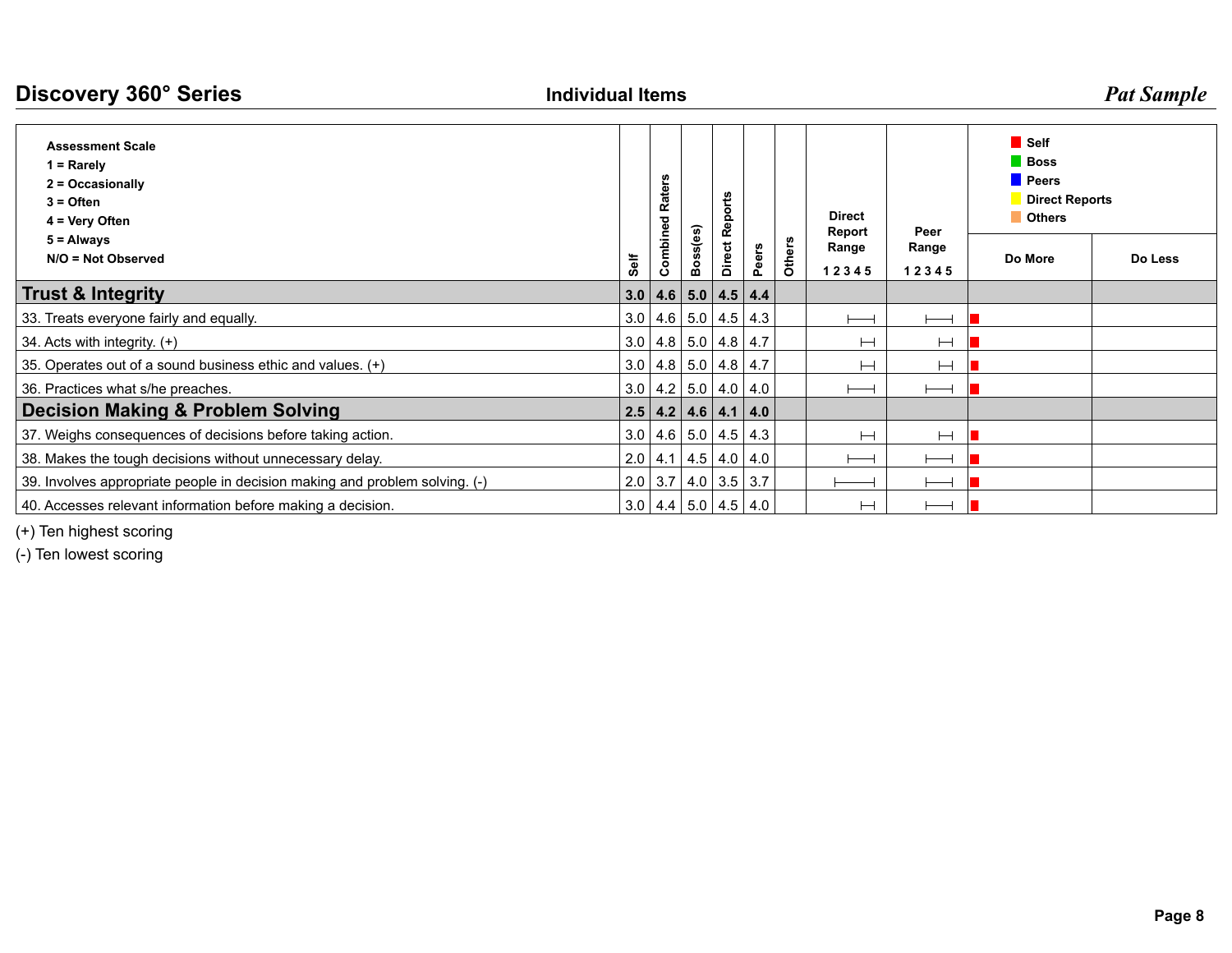# Discovery 360° Series

## Individual Items

*Pat Sample*

| Assessment Scale<br>1 = Rarely<br>2 = Occasionally<br>3 = Often<br>4 = Very Often<br>5 = Always<br>N/O = Not Observed | Self | Combined Raters | Boss(es) | Direct Reports | Peers | Others | Direct Report Range 1 2 3 4 5 | Peer Range 1 2 3 4 5 | Do More (Self / Boss / Peers / Direct Reports / Others) | Do Less |
|---|---|---|---|---|---|---|---|---|---|---|
| **Trust & Integrity** | **3.0** | **4.6** | **5.0** | **4.5** | **4.4** | | | | | |
| 33. Treats everyone fairly and equally. | 3.0 | 4.6 | 5.0 | 4.5 | 4.3 | | | | Self | |
| 34. Acts with integrity. (+) | 3.0 | 4.8 | 5.0 | 4.8 | 4.7 | | | | Self | |
| 35. Operates out of a sound business ethic and values. (+) | 3.0 | 4.8 | 5.0 | 4.8 | 4.7 | | | | Self | |
| 36. Practices what s/he preaches. | 3.0 | 4.2 | 5.0 | 4.0 | 4.0 | | | | Self | |
| **Decision Making & Problem Solving** | **2.5** | **4.2** | **4.6** | **4.1** | **4.0** | | | | | |
| 37. Weighs consequences of decisions before taking action. | 3.0 | 4.6 | 5.0 | 4.5 | 4.3 | | | | Self | |
| 38. Makes the tough decisions without unnecessary delay. | 2.0 | 4.1 | 4.5 | 4.0 | 4.0 | | | | Self | |
| 39. Involves appropriate people in decision making and problem solving. (-) | 2.0 | 3.7 | 4.0 | 3.5 | 3.7 | | | | Self | |
| 40. Accesses relevant information before making a decision. | 3.0 | 4.4 | 5.0 | 4.5 | 4.0 | | | | Self | |

(+) Ten highest scoring

(-) Ten lowest scoring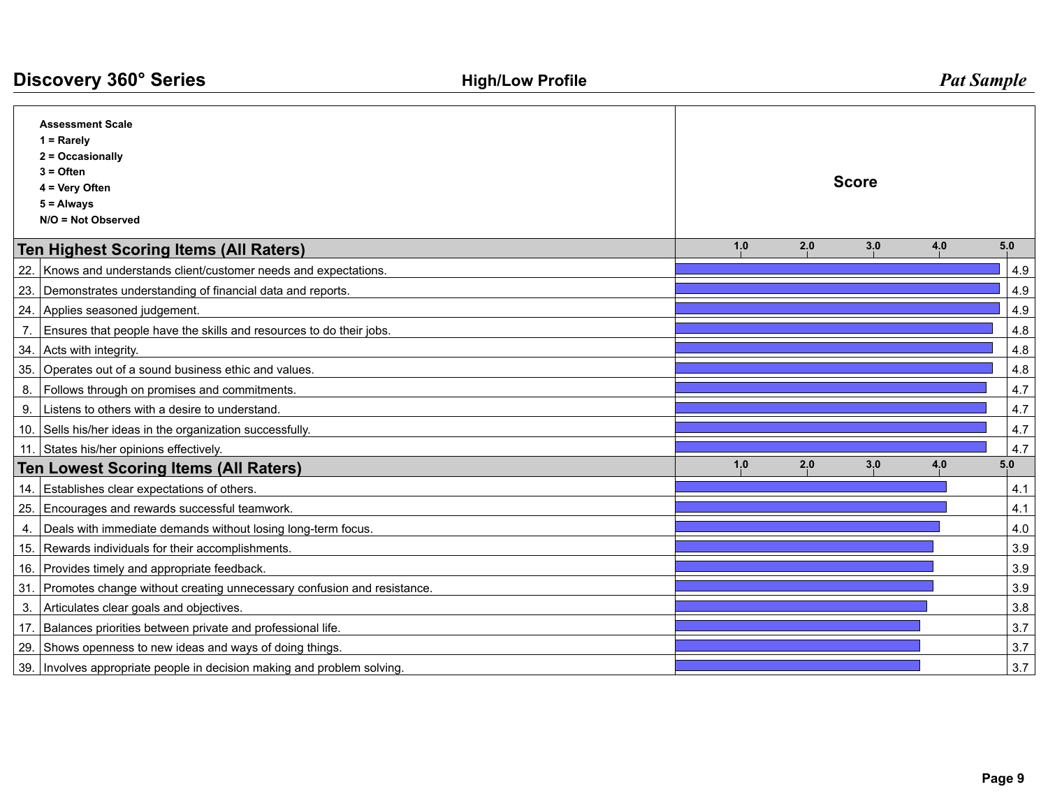# High/Low Profile

**Assessment Scale**
**1 = Rarely**
**2 = Occasionally**
**3 = Often**
**4 = Very Often**
**5 = Always**
**N/O = Not Observed**

## Ten Highest Scoring Items (All Raters)

| # | Item | Score |
|---|---|---|
| 22. | Knows and understands client/customer needs and expectations. | 4.9 |
| 23. | Demonstrates understanding of financial data and reports. | 4.9 |
| 24. | Applies seasoned judgement. | 4.9 |
| 7. | Ensures that people have the skills and resources to do their jobs. | 4.8 |
| 34. | Acts with integrity. | 4.8 |
| 35. | Operates out of a sound business ethic and values. | 4.8 |
| 8. | Follows through on promises and commitments. | 4.7 |
| 9. | Listens to others with a desire to understand. | 4.7 |
| 10. | Sells his/her ideas in the organization successfully. | 4.7 |
| 11. | States his/her opinions effectively. | 4.7 |

## Ten Lowest Scoring Items (All Raters)

| # | Item | Score |
|---|---|---|
| 14. | Establishes clear expectations of others. | 4.1 |
| 25. | Encourages and rewards successful teamwork. | 4.1 |
| 4. | Deals with immediate demands without losing long-term focus. | 4.0 |
| 15. | Rewards individuals for their accomplishments. | 3.9 |
| 16. | Provides timely and appropriate feedback. | 3.9 |
| 31. | Promotes change without creating unnecessary confusion and resistance. | 3.9 |
| 3. | Articulates clear goals and objectives. | 3.8 |
| 17. | Balances priorities between private and professional life. | 3.7 |
| 29. | Shows openness to new ideas and ways of doing things. | 3.7 |
| 39. | Involves appropriate people in decision making and problem solving. | 3.7 |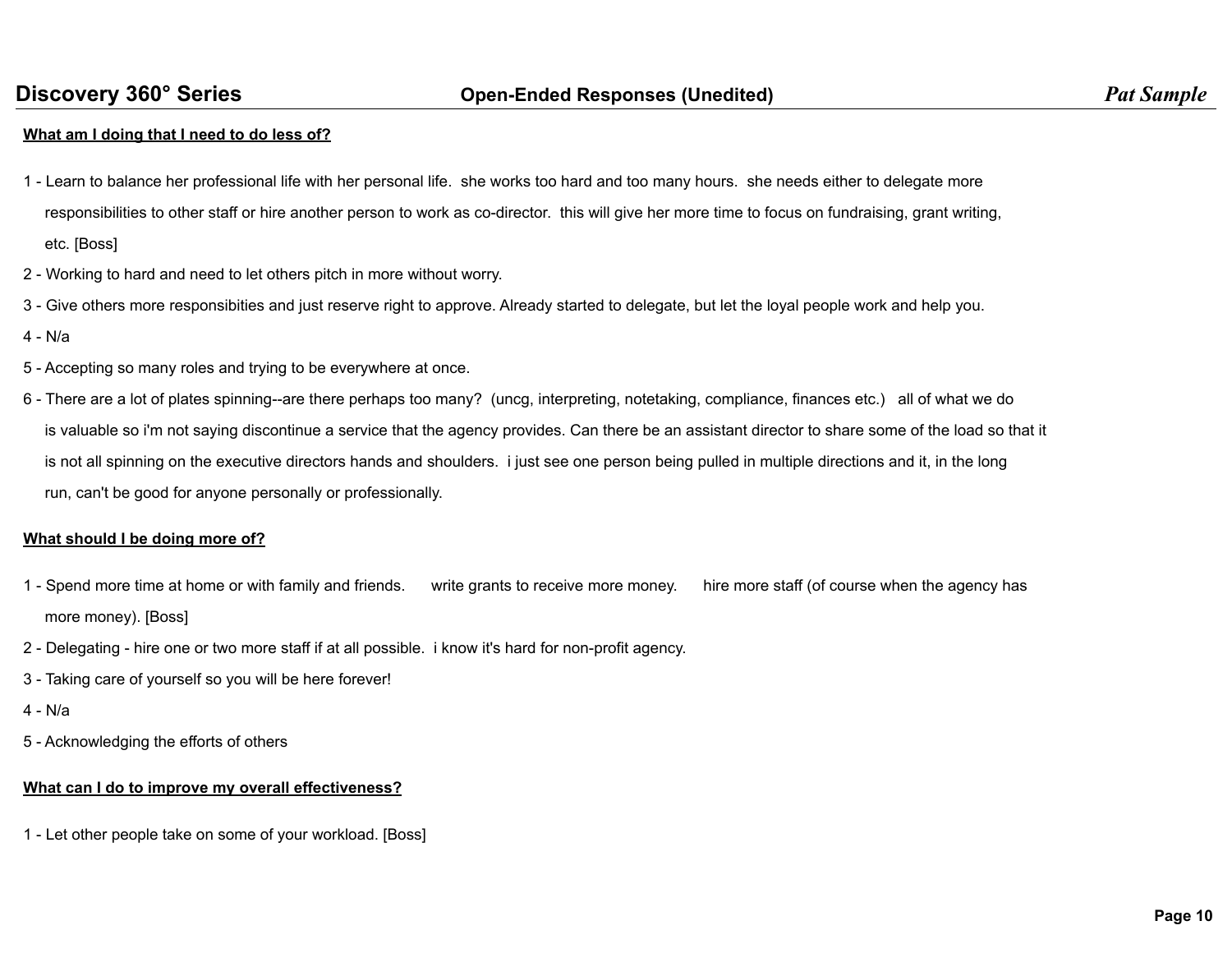**What am I doing that I need to do less of?**

1 - Learn to balance her professional life with her personal life. she works too hard and too many hours. she needs either to delegate more responsibilities to other staff or hire another person to work as co-director. this will give her more time to focus on fundraising, grant writing, etc. [Boss]

2 - Working to hard and need to let others pitch in more without worry.

3 - Give others more responsibities and just reserve right to approve. Already started to delegate, but let the loyal people work and help you.

4 - N/a

5 - Accepting so many roles and trying to be everywhere at once.

6 - There are a lot of plates spinning--are there perhaps too many? (uncg, interpreting, notetaking, compliance, finances etc.) all of what we do is valuable so i'm not saying discontinue a service that the agency provides. Can there be an assistant director to share some of the load so that it is not all spinning on the executive directors hands and shoulders. i just see one person being pulled in multiple directions and it, in the long run, can't be good for anyone personally or professionally.

**What should I be doing more of?**

1 - Spend more time at home or with family and friends. write grants to receive more money. hire more staff (of course when the agency has more money). [Boss]

2 - Delegating - hire one or two more staff if at all possible. i know it's hard for non-profit agency.

3 - Taking care of yourself so you will be here forever!

4 - N/a

5 - Acknowledging the efforts of others

**What can I do to improve my overall effectiveness?**

1 - Let other people take on some of your workload. [Boss]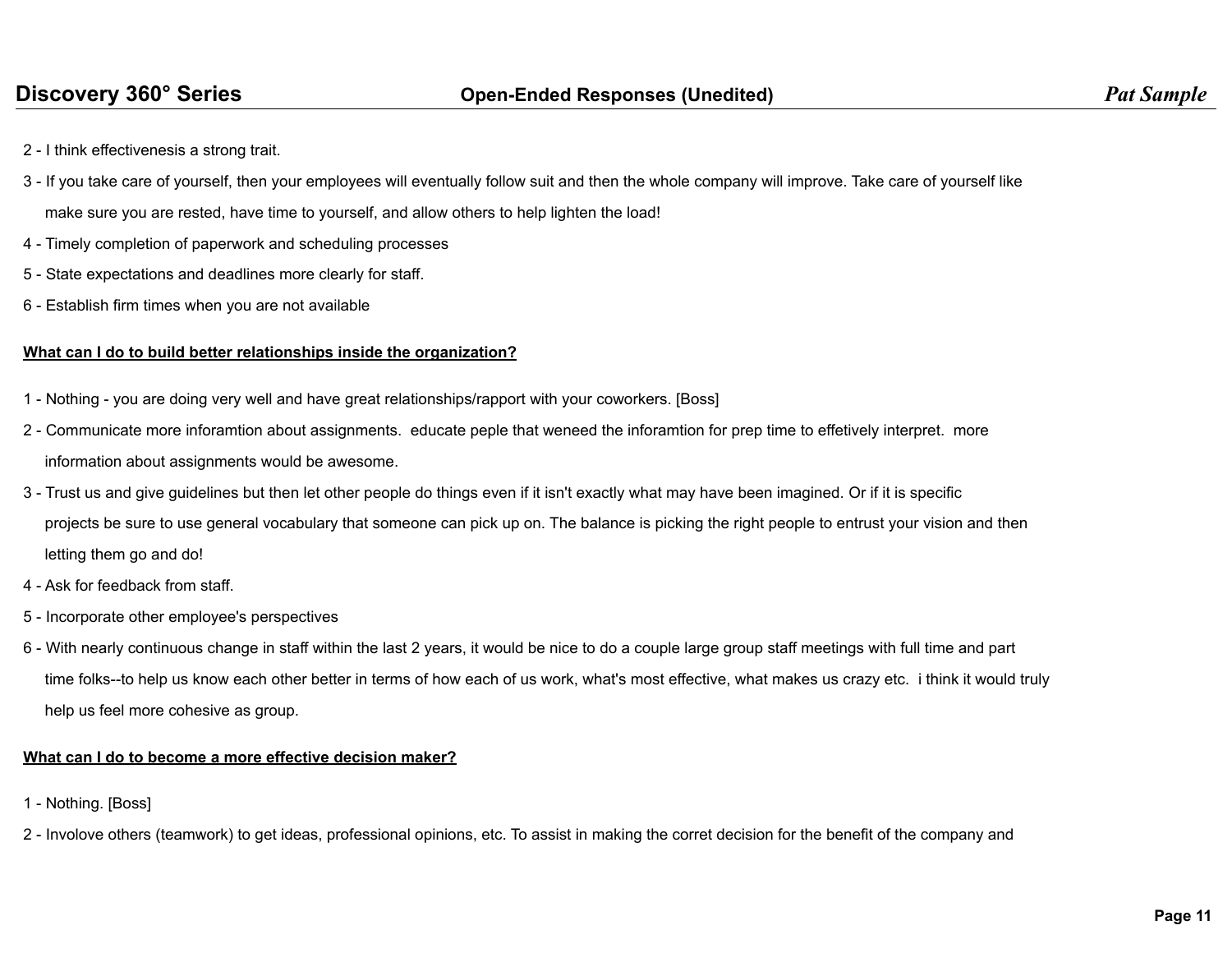2 - I think effectivenesis a strong trait.

3 - If you take care of yourself, then your employees will eventually follow suit and then the whole company will improve. Take care of yourself like make sure you are rested, have time to yourself, and allow others to help lighten the load!

4 - Timely completion of paperwork and scheduling processes

5 - State expectations and deadlines more clearly for staff.

6 - Establish firm times when you are not available

**<u>What can I do to build better relationships inside the organization?</u>**

1 - Nothing - you are doing very well and have great relationships/rapport with your coworkers. [Boss]

2 - Communicate more inforamtion about assignments.  educate peple that weneed the inforamtion for prep time to effetively interpret.  more information about assignments would be awesome.

3 - Trust us and give guidelines but then let other people do things even if it isn't exactly what may have been imagined. Or if it is specific projects be sure to use general vocabulary that someone can pick up on. The balance is picking the right people to entrust your vision and then letting them go and do!

4 - Ask for feedback from staff.

5 - Incorporate other employee's perspectives

6 - With nearly continuous change in staff within the last 2 years, it would be nice to do a couple large group staff meetings with full time and part time folks--to help us know each other better in terms of how each of us work, what's most effective, what makes us crazy etc.  i think it would truly help us feel more cohesive as group.

**<u>What can I do to become a more effective decision maker?</u>**

1 - Nothing. [Boss]

2 - Involove others (teamwork) to get ideas, professional opinions, etc. To assist in making the corret decision for the benefit of the company and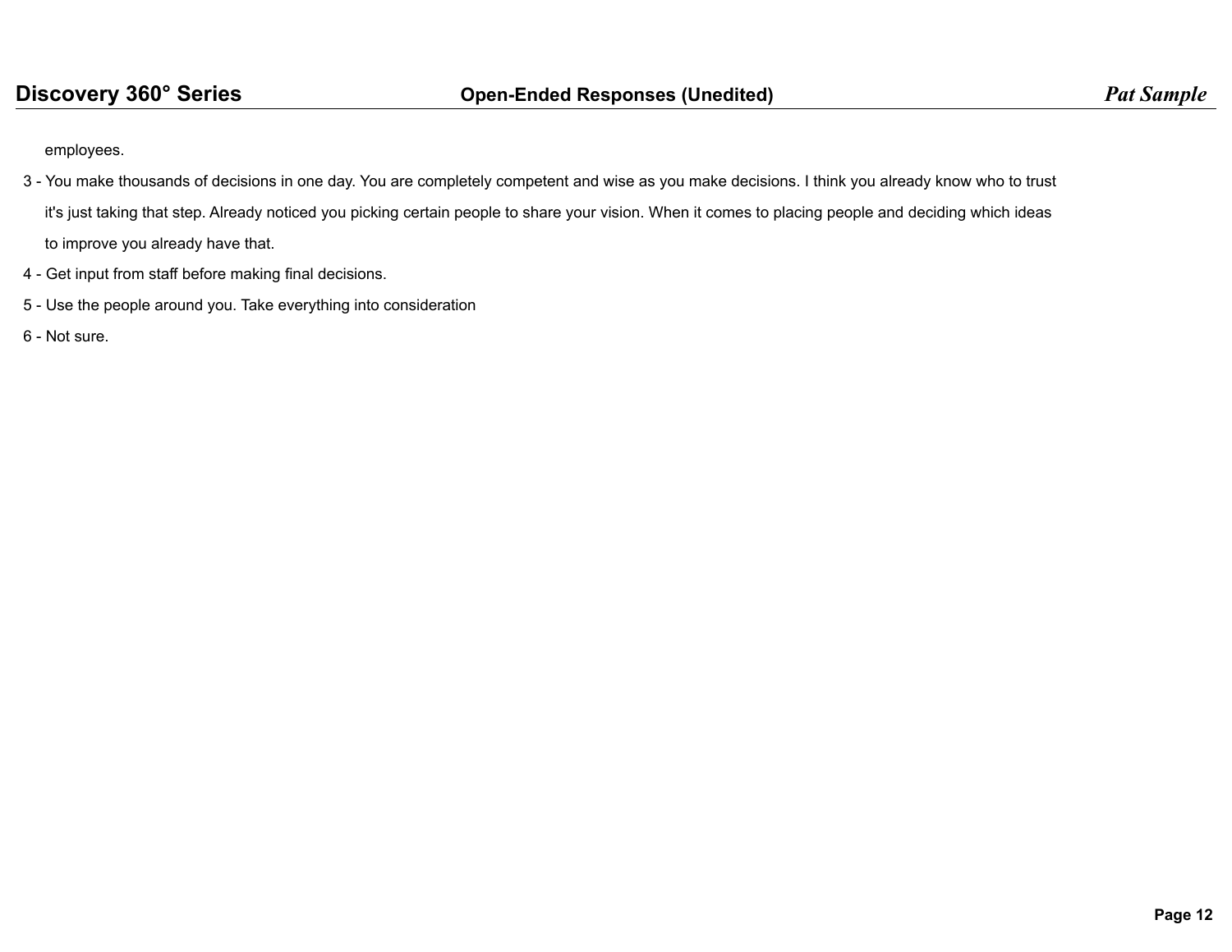employees.

3 - You make thousands of decisions in one day. You are completely competent and wise as you make decisions. I think you already know who to trust it's just taking that step. Already noticed you picking certain people to share your vision. When it comes to placing people and deciding which ideas to improve you already have that.

4 - Get input from staff before making final decisions.

5 - Use the people around you. Take everything into consideration

6 - Not sure.